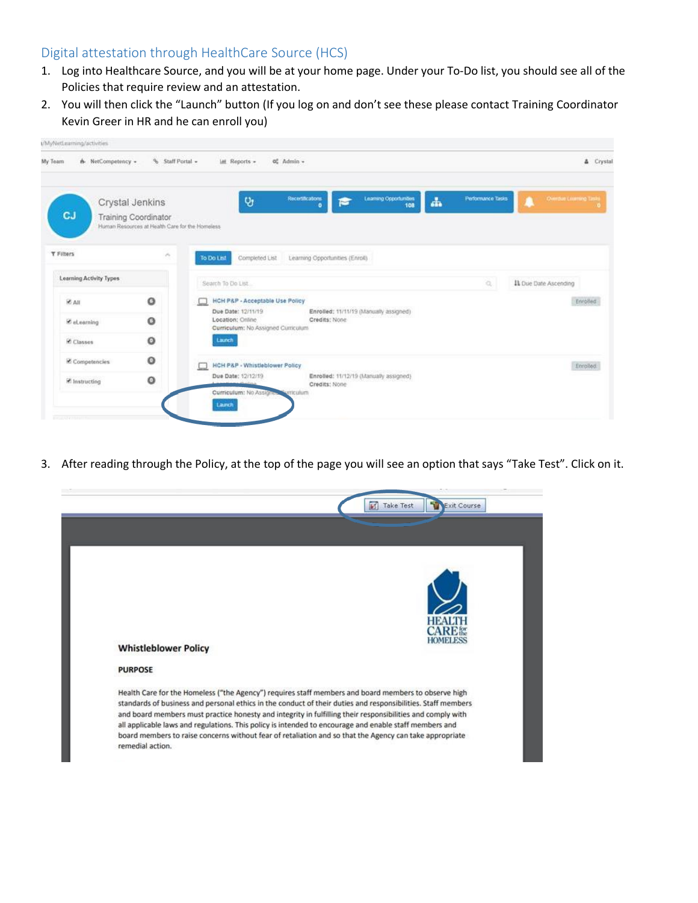## Digital attestation through HealthCare Source (HCS)

1. Log into Healthcare Source, and you will be at your home page. Under your To-Do list, you should see all of the Policies that require review and an attestation.
2. You will then click the "Launch" button (If you log on and don't see these please contact Training Coordinator Kevin Greer in HR and he can enroll you)

3. After reading through the Policy, at the top of the page you will see an option that says "Take Test". Click on it.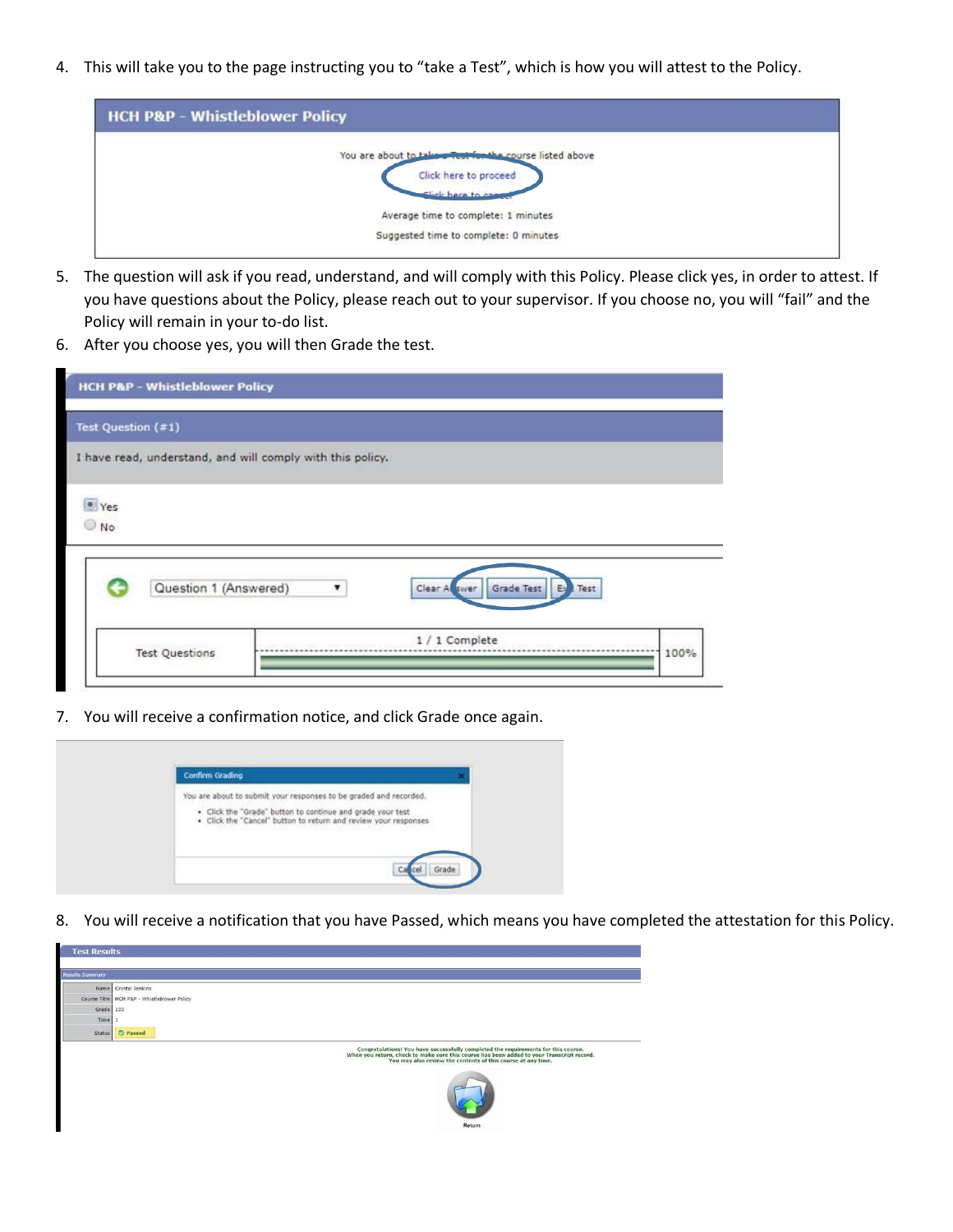4. This will take you to the page instructing you to "take a Test", which is how you will attest to the Policy.

**HCH P&P - Whistleblower Policy**

You are about to take a Test for the course listed above

Click here to proceed

Click here to cancel

Average time to complete: 1 minutes

Suggested time to complete: 0 minutes

5. The question will ask if you read, understand, and will comply with this Policy. Please click yes, in order to attest. If you have questions about the Policy, please reach out to your supervisor. If you choose no, you will "fail" and the Policy will remain in your to-do list.
6. After you choose yes, you will then Grade the test.

**HCH P&P - Whistleblower Policy**

Test Question (#1)

I have read, understand, and will comply with this policy.

- Yes
- No

Question 1 (Answered) | Clear Answer | Grade Test | Exit Test

Test Questions | 1 / 1 Complete | 100%

7. You will receive a confirmation notice, and click Grade once again.

**Confirm Grading**

You are about to submit your responses to be graded and recorded.

- Click the "Grade" button to continue and grade your test
- Click the "Cancel" button to return and review your responses

Cancel | Grade

8. You will receive a notification that you have Passed, which means you have completed the attestation for this Policy.

**Test Results**

Results Summary

| | |
|---|---|
| Name | Crystal Jenkins |
| Course Title | HCH P&P - Whistleblower Policy |
| Grade | 100 |
| Time | 1 |
| Status | Passed |

Congratulations! You have successfully completed the requirements for this course.
When you return, check to make sure this course has been added to your Transcript record.
You may also review the contents of this course at any time.

Return